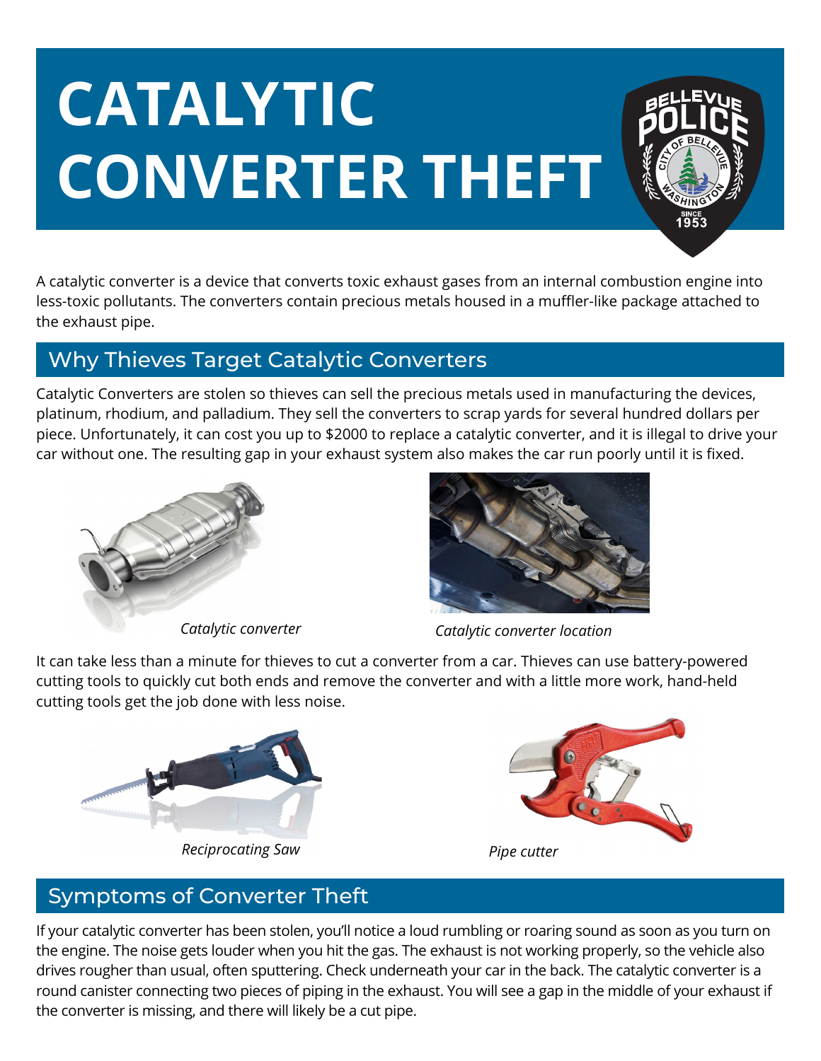# CATALYTIC CONVERTER THEFT

A catalytic converter is a device that converts toxic exhaust gases from an internal combustion engine into less-toxic pollutants. The converters contain precious metals housed in a muffler-like package attached to the exhaust pipe.

## Why Thieves Target Catalytic Converters

Catalytic Converters are stolen so thieves can sell the precious metals used in manufacturing the devices, platinum, rhodium, and palladium. They sell the converters to scrap yards for several hundred dollars per piece. Unfortunately, it can cost you up to $2000 to replace a catalytic converter, and it is illegal to drive your car without one. The resulting gap in your exhaust system also makes the car run poorly until it is fixed.

*Catalytic converter*

*Catalytic converter location*

It can take less than a minute for thieves to cut a converter from a car. Thieves can use battery-powered cutting tools to quickly cut both ends and remove the converter and with a little more work, hand-held cutting tools get the job done with less noise.

*Reciprocating Saw*

*Pipe cutter*

## Symptoms of Converter Theft

If your catalytic converter has been stolen, you'll notice a loud rumbling or roaring sound as soon as you turn on the engine. The noise gets louder when you hit the gas. The exhaust is not working properly, so the vehicle also drives rougher than usual, often sputtering. Check underneath your car in the back. The catalytic converter is a round canister connecting two pieces of piping in the exhaust. You will see a gap in the middle of your exhaust if the converter is missing, and there will likely be a cut pipe.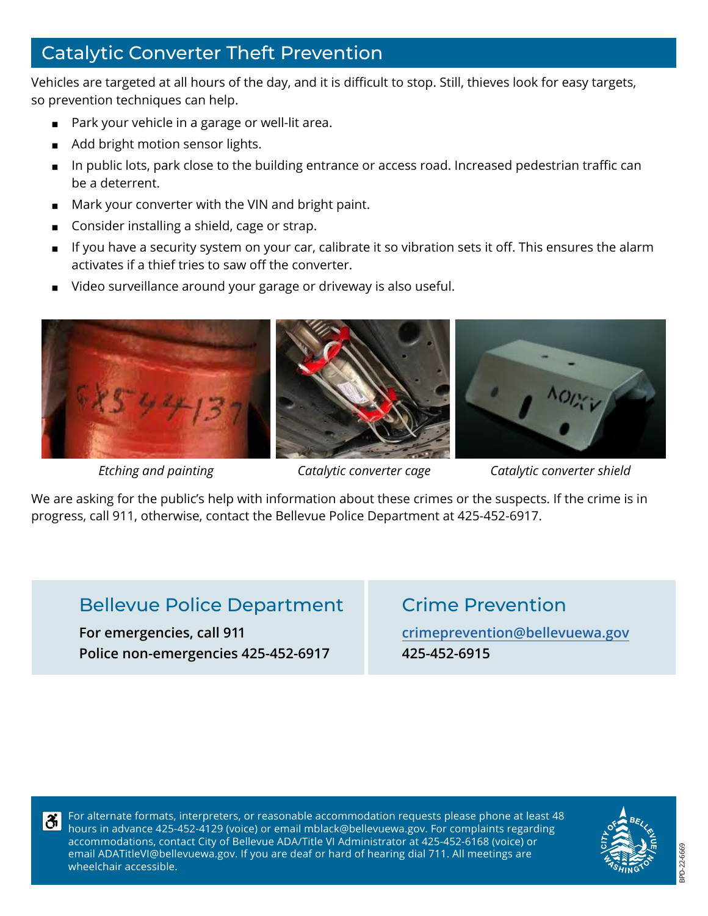## Catalytic Converter Theft Prevention

Vehicles are targeted at all hours of the day, and it is difficult to stop. Still, thieves look for easy targets, so prevention techniques can help.

- Park your vehicle in a garage or well-lit area.
- Add bright motion sensor lights.
- In public lots, park close to the building entrance or access road. Increased pedestrian traffic can be a deterrent.
- Mark your converter with the VIN and bright paint.
- Consider installing a shield, cage or strap.
- If you have a security system on your car, calibrate it so vibration sets it off. This ensures the alarm activates if a thief tries to saw off the converter.
- Video surveillance around your garage or driveway is also useful.

*Etching and painting*

*Catalytic converter cage*

*Catalytic converter shield*

We are asking for the public's help with information about these crimes or the suspects. If the crime is in progress, call 911, otherwise, contact the Bellevue Police Department at 425-452-6917.

### Bellevue Police Department

**For emergencies, call 911**

**Police non-emergencies 425-452-6917**

### Crime Prevention

crimeprevention@bellevuewa.gov

**425-452-6915**

For alternate formats, interpreters, or reasonable accommodation requests please phone at least 48 hours in advance 425-452-4129 (voice) or email mblack@bellevuewa.gov. For complaints regarding accommodations, contact City of Bellevue ADA/Title VI Administrator at 425-452-6168 (voice) or email ADATitleVI@bellevuewa.gov. If you are deaf or hard of hearing dial 711. All meetings are wheelchair accessible.

BPD-22-6669